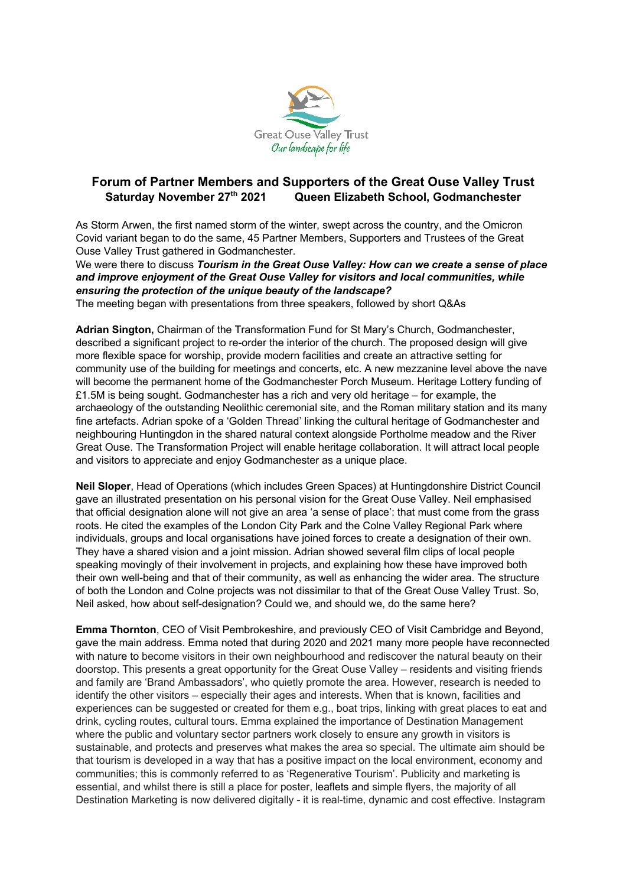Great Ouse Valley Trust
*Our landscape for life*

## Forum of Partner Members and Supporters of the Great Ouse Valley Trust

**Saturday November 27th 2021 Queen Elizabeth School, Godmanchester**

As Storm Arwen, the first named storm of the winter, swept across the country, and the Omicron Covid variant began to do the same, 45 Partner Members, Supporters and Trustees of the Great Ouse Valley Trust gathered in Godmanchester.

We were there to discuss ***Tourism in the Great Ouse Valley: How can we create a sense of place and improve enjoyment of the Great Ouse Valley for visitors and local communities, while ensuring the protection of the unique beauty of the landscape?***

The meeting began with presentations from three speakers, followed by short Q&As

**Adrian Sington,** Chairman of the Transformation Fund for St Mary's Church, Godmanchester, described a significant project to re-order the interior of the church. The proposed design will give more flexible space for worship, provide modern facilities and create an attractive setting for community use of the building for meetings and concerts, etc. A new mezzanine level above the nave will become the permanent home of the Godmanchester Porch Museum. Heritage Lottery funding of £1.5M is being sought. Godmanchester has a rich and very old heritage – for example, the archaeology of the outstanding Neolithic ceremonial site, and the Roman military station and its many fine artefacts. Adrian spoke of a 'Golden Thread' linking the cultural heritage of Godmanchester and neighbouring Huntingdon in the shared natural context alongside Portholme meadow and the River Great Ouse. The Transformation Project will enable heritage collaboration. It will attract local people and visitors to appreciate and enjoy Godmanchester as a unique place.

**Neil Sloper**, Head of Operations (which includes Green Spaces) at Huntingdonshire District Council gave an illustrated presentation on his personal vision for the Great Ouse Valley. Neil emphasised that official designation alone will not give an area 'a sense of place': that must come from the grass roots. He cited the examples of the London City Park and the Colne Valley Regional Park where individuals, groups and local organisations have joined forces to create a designation of their own. They have a shared vision and a joint mission. Adrian showed several film clips of local people speaking movingly of their involvement in projects, and explaining how these have improved both their own well-being and that of their community, as well as enhancing the wider area. The structure of both the London and Colne projects was not dissimilar to that of the Great Ouse Valley Trust. So, Neil asked, how about self-designation? Could we, and should we, do the same here?

**Emma Thornton**, CEO of Visit Pembrokeshire, and previously CEO of Visit Cambridge and Beyond, gave the main address. Emma noted that during 2020 and 2021 many more people have reconnected with nature to become visitors in their own neighbourhood and rediscover the natural beauty on their doorstop. This presents a great opportunity for the Great Ouse Valley – residents and visiting friends and family are 'Brand Ambassadors', who quietly promote the area. However, research is needed to identify the other visitors – especially their ages and interests. When that is known, facilities and experiences can be suggested or created for them e.g., boat trips, linking with great places to eat and drink, cycling routes, cultural tours. Emma explained the importance of Destination Management where the public and voluntary sector partners work closely to ensure any growth in visitors is sustainable, and protects and preserves what makes the area so special. The ultimate aim should be that tourism is developed in a way that has a positive impact on the local environment, economy and communities; this is commonly referred to as 'Regenerative Tourism'. Publicity and marketing is essential, and whilst there is still a place for poster, leaflets and simple flyers, the majority of all Destination Marketing is now delivered digitally - it is real-time, dynamic and cost effective. Instagram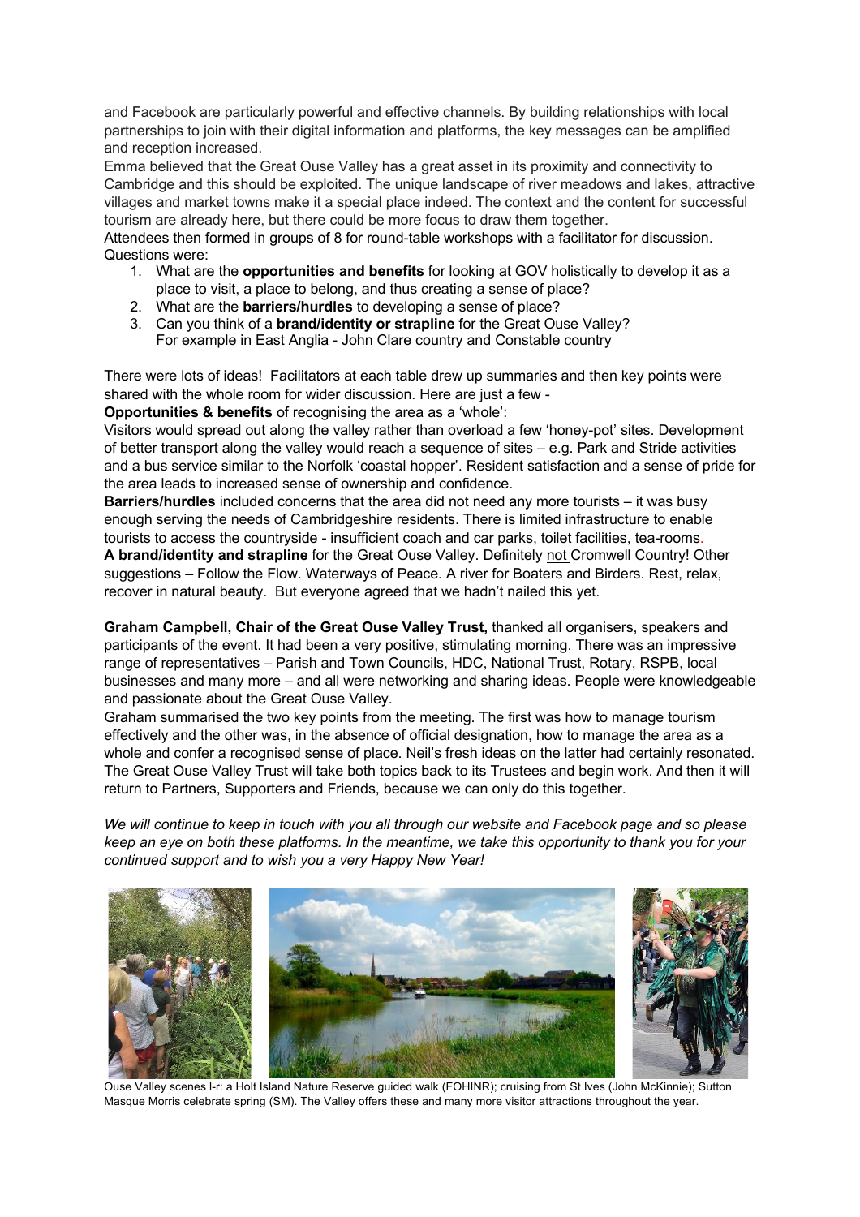and Facebook are particularly powerful and effective channels. By building relationships with local partnerships to join with their digital information and platforms, the key messages can be amplified and reception increased.

Emma believed that the Great Ouse Valley has a great asset in its proximity and connectivity to Cambridge and this should be exploited. The unique landscape of river meadows and lakes, attractive villages and market towns make it a special place indeed. The context and the content for successful tourism are already here, but there could be more focus to draw them together.

Attendees then formed in groups of 8 for round-table workshops with a facilitator for discussion. Questions were:

1. What are the **opportunities and benefits** for looking at GOV holistically to develop it as a place to visit, a place to belong, and thus creating a sense of place?
2. What are the **barriers/hurdles** to developing a sense of place?
3. Can you think of a **brand/identity or strapline** for the Great Ouse Valley? For example in East Anglia - John Clare country and Constable country

There were lots of ideas! Facilitators at each table drew up summaries and then key points were shared with the whole room for wider discussion. Here are just a few -

**Opportunities & benefits** of recognising the area as a 'whole':
Visitors would spread out along the valley rather than overload a few 'honey-pot' sites. Development of better transport along the valley would reach a sequence of sites – e.g. Park and Stride activities and a bus service similar to the Norfolk 'coastal hopper'. Resident satisfaction and a sense of pride for the area leads to increased sense of ownership and confidence.

**Barriers/hurdles** included concerns that the area did not need any more tourists – it was busy enough serving the needs of Cambridgeshire residents. There is limited infrastructure to enable tourists to access the countryside - insufficient coach and car parks, toilet facilities, tea-rooms.

**A brand/identity and strapline** for the Great Ouse Valley. Definitely not Cromwell Country! Other suggestions – Follow the Flow. Waterways of Peace. A river for Boaters and Birders. Rest, relax, recover in natural beauty. But everyone agreed that we hadn't nailed this yet.

**Graham Campbell, Chair of the Great Ouse Valley Trust,** thanked all organisers, speakers and participants of the event. It had been a very positive, stimulating morning. There was an impressive range of representatives – Parish and Town Councils, HDC, National Trust, Rotary, RSPB, local businesses and many more – and all were networking and sharing ideas. People were knowledgeable and passionate about the Great Ouse Valley.

Graham summarised the two key points from the meeting. The first was how to manage tourism effectively and the other was, in the absence of official designation, how to manage the area as a whole and confer a recognised sense of place. Neil's fresh ideas on the latter had certainly resonated. The Great Ouse Valley Trust will take both topics back to its Trustees and begin work. And then it will return to Partners, Supporters and Friends, because we can only do this together.

*We will continue to keep in touch with you all through our website and Facebook page and so please keep an eye on both these platforms. In the meantime, we take this opportunity to thank you for your continued support and to wish you a very Happy New Year!*

Ouse Valley scenes l-r: a Holt Island Nature Reserve guided walk (FOHINR); cruising from St Ives (John McKinnie); Sutton Masque Morris celebrate spring (SM). The Valley offers these and many more visitor attractions throughout the year.